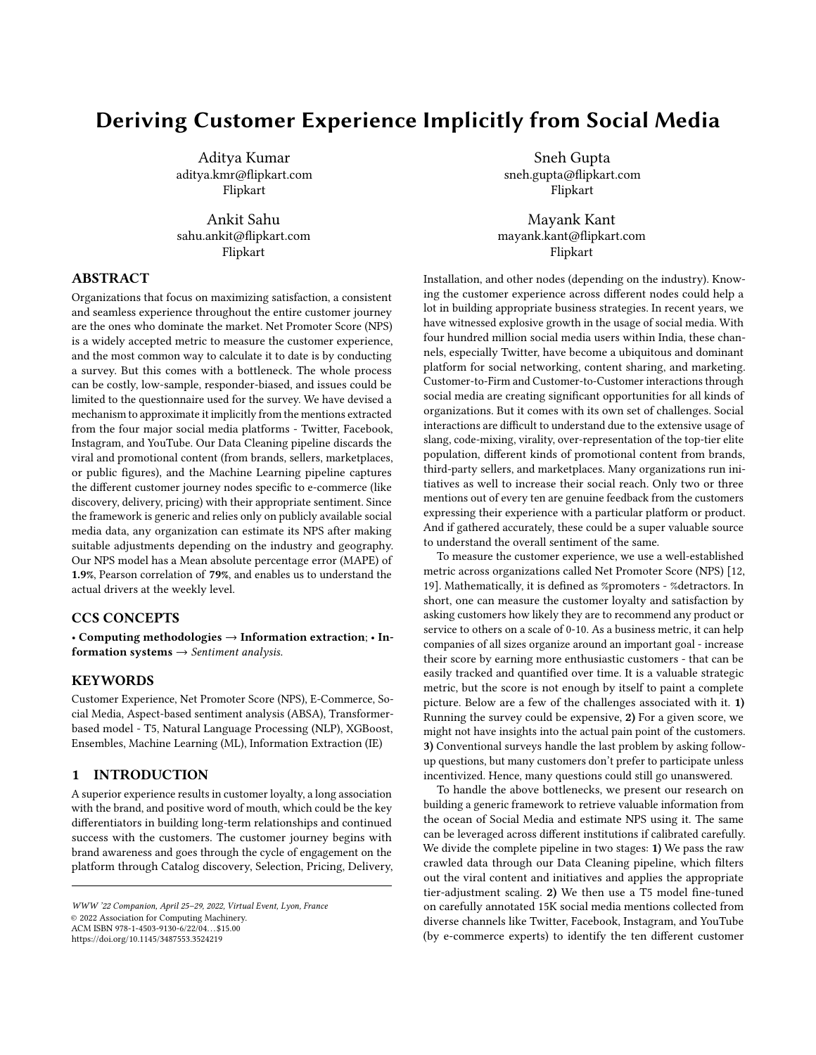# Deriving Customer Experience Implicitly from Social Media

Aditya Kumar
aditya.kmr@flipkart.com
Flipkart

Sneh Gupta
sneh.gupta@flipkart.com
Flipkart

Ankit Sahu
sahu.ankit@flipkart.com
Flipkart

Mayank Kant
mayank.kant@flipkart.com
Flipkart

## ABSTRACT

Organizations that focus on maximizing satisfaction, a consistent and seamless experience throughout the entire customer journey are the ones who dominate the market. Net Promoter Score (NPS) is a widely accepted metric to measure the customer experience, and the most common way to calculate it to date is by conducting a survey. But this comes with a bottleneck. The whole process can be costly, low-sample, responder-biased, and issues could be limited to the questionnaire used for the survey. We have devised a mechanism to approximate it implicitly from the mentions extracted from the four major social media platforms - Twitter, Facebook, Instagram, and YouTube. Our Data Cleaning pipeline discards the viral and promotional content (from brands, sellers, marketplaces, or public figures), and the Machine Learning pipeline captures the different customer journey nodes specific to e-commerce (like discovery, delivery, pricing) with their appropriate sentiment. Since the framework is generic and relies only on publicly available social media data, any organization can estimate its NPS after making suitable adjustments depending on the industry and geography. Our NPS model has a Mean absolute percentage error (MAPE) of **1.9%**, Pearson correlation of **79%**, and enables us to understand the actual drivers at the weekly level.

## CCS CONCEPTS

• **Computing methodologies** → **Information extraction**; • **Information systems** → *Sentiment analysis*.

## KEYWORDS

Customer Experience, Net Promoter Score (NPS), E-Commerce, Social Media, Aspect-based sentiment analysis (ABSA), Transformer-based model - T5, Natural Language Processing (NLP), XGBoost, Ensembles, Machine Learning (ML), Information Extraction (IE)

## 1 INTRODUCTION

A superior experience results in customer loyalty, a long association with the brand, and positive word of mouth, which could be the key differentiators in building long-term relationships and continued success with the customers. The customer journey begins with brand awareness and goes through the cycle of engagement on the platform through Catalog discovery, Selection, Pricing, Delivery, Installation, and other nodes (depending on the industry). Knowing the customer experience across different nodes could help a lot in building appropriate business strategies. In recent years, we have witnessed explosive growth in the usage of social media. With four hundred million social media users within India, these channels, especially Twitter, have become a ubiquitous and dominant platform for social networking, content sharing, and marketing. Customer-to-Firm and Customer-to-Customer interactions through social media are creating significant opportunities for all kinds of organizations. But it comes with its own set of challenges. Social interactions are difficult to understand due to the extensive usage of slang, code-mixing, virality, over-representation of the top-tier elite population, different kinds of promotional content from brands, third-party sellers, and marketplaces. Many organizations run initiatives as well to increase their social reach. Only two or three mentions out of every ten are genuine feedback from the customers expressing their experience with a particular platform or product. And if gathered accurately, these could be a super valuable source to understand the overall sentiment of the same.

To measure the customer experience, we use a well-established metric across organizations called Net Promoter Score (NPS) [12, 19]. Mathematically, it is defined as %promoters - %detractors. In short, one can measure the customer loyalty and satisfaction by asking customers how likely they are to recommend any product or service to others on a scale of 0-10. As a business metric, it can help companies of all sizes organize around an important goal - increase their score by earning more enthusiastic customers - that can be easily tracked and quantified over time. It is a valuable strategic metric, but the score is not enough by itself to paint a complete picture. Below are a few of the challenges associated with it. **1)** Running the survey could be expensive, **2)** For a given score, we might not have insights into the actual pain point of the customers. **3)** Conventional surveys handle the last problem by asking follow-up questions, but many customers don't prefer to participate unless incentivized. Hence, many questions could still go unanswered.

To handle the above bottlenecks, we present our research on building a generic framework to retrieve valuable information from the ocean of Social Media and estimate NPS using it. The same can be leveraged across different institutions if calibrated carefully. We divide the complete pipeline in two stages: **1)** We pass the raw crawled data through our Data Cleaning pipeline, which filters out the viral content and initiatives and applies the appropriate tier-adjustment scaling. **2)** We then use a T5 model fine-tuned on carefully annotated 15K social media mentions collected from diverse channels like Twitter, Facebook, Instagram, and YouTube (by e-commerce experts) to identify the ten different customer

WWW '22 Companion, April 25–29, 2022, Virtual Event, Lyon, France
© 2022 Association for Computing Machinery.
ACM ISBN 978-1-4503-9130-6/22/04…$15.00
https://doi.org/10.1145/3487553.3524219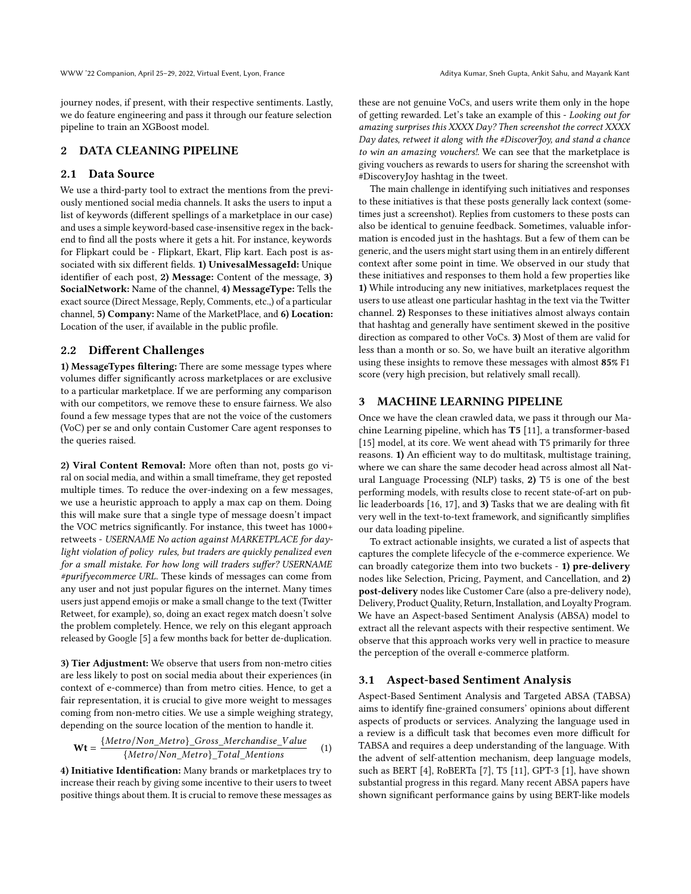journey nodes, if present, with their respective sentiments. Lastly, we do feature engineering and pass it through our feature selection pipeline to train an XGBoost model.

## 2 DATA CLEANING PIPELINE

### 2.1 Data Source

We use a third-party tool to extract the mentions from the previously mentioned social media channels. It asks the users to input a list of keywords (different spellings of a marketplace in our case) and uses a simple keyword-based case-insensitive regex in the backend to find all the posts where it gets a hit. For instance, keywords for Flipkart could be - Flipkart, Ekart, Flip kart. Each post is associated with six different fields. **1) UnivesalMessageId:** Unique identifier of each post, **2) Message:** Content of the message, **3) SocialNetwork:** Name of the channel, **4) MessageType:** Tells the exact source (Direct Message, Reply, Comments, etc.,) of a particular channel, **5) Company:** Name of the MarketPlace, and **6) Location:** Location of the user, if available in the public profile.

### 2.2 Different Challenges

**1) MessageTypes filtering:** There are some message types where volumes differ significantly across marketplaces or are exclusive to a particular marketplace. If we are performing any comparison with our competitors, we remove these to ensure fairness. We also found a few message types that are not the voice of the customers (VoC) per se and only contain Customer Care agent responses to the queries raised.

**2) Viral Content Removal:** More often than not, posts go viral on social media, and within a small timeframe, they get reposted multiple times. To reduce the over-indexing on a few messages, we use a heuristic approach to apply a max cap on them. Doing this will make sure that a single type of message doesn't impact the VOC metrics significantly. For instance, this tweet has 1000+ retweets - *USERNAME No action against MARKETPLACE for daylight violation of policy rules, but traders are quickly penalized even for a small mistake. For how long will traders suffer? USERNAME #purifyecommerce URL.* These kinds of messages can come from any user and not just popular figures on the internet. Many times users just append emojis or make a small change to the text (Twitter Retweet, for example), so, doing an exact regex match doesn't solve the problem completely. Hence, we rely on this elegant approach released by Google [5] a few months back for better de-duplication.

**3) Tier Adjustment:** We observe that users from non-metro cities are less likely to post on social media about their experiences (in context of e-commerce) than from metro cities. Hence, to get a fair representation, it is crucial to give more weight to messages coming from non-metro cities. We use a simple weighing strategy, depending on the source location of the mention to handle it.

$$\mathbf{Wt} = \frac{\{Metro/Non\_Metro\}\_Gross\_Merchandise\_Value}{\{Metro/Non\_Metro\}\_Total\_Mentions} \quad (1)$$

**4) Initiative Identification:** Many brands or marketplaces try to increase their reach by giving some incentive to their users to tweet positive things about them. It is crucial to remove these messages as these are not genuine VoCs, and users write them only in the hope of getting rewarded. Let's take an example of this - *Looking out for amazing surprises this XXXX Day? Then screenshot the correct XXXX Day dates, retweet it along with the #DiscoverJoy, and stand a chance to win an amazing vouchers!.* We can see that the marketplace is giving vouchers as rewards to users for sharing the screenshot with #DiscoveryJoy hashtag in the tweet.

The main challenge in identifying such initiatives and responses to these initiatives is that these posts generally lack context (sometimes just a screenshot). Replies from customers to these posts can also be identical to genuine feedback. Sometimes, valuable information is encoded just in the hashtags. But a few of them can be generic, and the users might start using them in an entirely different context after some point in time. We observed in our study that these initiatives and responses to them hold a few properties like **1)** While introducing any new initiatives, marketplaces request the users to use atleast one particular hashtag in the text via the Twitter channel. **2)** Responses to these initiatives almost always contain that hashtag and generally have sentiment skewed in the positive direction as compared to other VoCs. **3)** Most of them are valid for less than a month or so. So, we have built an iterative algorithm using these insights to remove these messages with almost **85%** F1 score (very high precision, but relatively small recall).

## 3 MACHINE LEARNING PIPELINE

Once we have the clean crawled data, we pass it through our Machine Learning pipeline, which has **T5** [11], a transformer-based [15] model, at its core. We went ahead with T5 primarily for three reasons. **1)** An efficient way to do multitask, multistage training, where we can share the same decoder head across almost all Natural Language Processing (NLP) tasks, **2)** T5 is one of the best performing models, with results close to recent state-of-art on public leaderboards [16, 17], and **3)** Tasks that we are dealing with fit very well in the text-to-text framework, and significantly simplifies our data loading pipeline.

To extract actionable insights, we curated a list of aspects that captures the complete lifecycle of the e-commerce experience. We can broadly categorize them into two buckets - **1) pre-delivery** nodes like Selection, Pricing, Payment, and Cancellation, and **2) post-delivery** nodes like Customer Care (also a pre-delivery node), Delivery, Product Quality, Return, Installation, and Loyalty Program. We have an Aspect-based Sentiment Analysis (ABSA) model to extract all the relevant aspects with their respective sentiment. We observe that this approach works very well in practice to measure the perception of the overall e-commerce platform.

### 3.1 Aspect-based Sentiment Analysis

Aspect-Based Sentiment Analysis and Targeted ABSA (TABSA) aims to identify fine-grained consumers' opinions about different aspects of products or services. Analyzing the language used in a review is a difficult task that becomes even more difficult for TABSA and requires a deep understanding of the language. With the advent of self-attention mechanism, deep language models, such as BERT [4], RoBERTa [7], T5 [11], GPT-3 [1], have shown substantial progress in this regard. Many recent ABSA papers have shown significant performance gains by using BERT-like models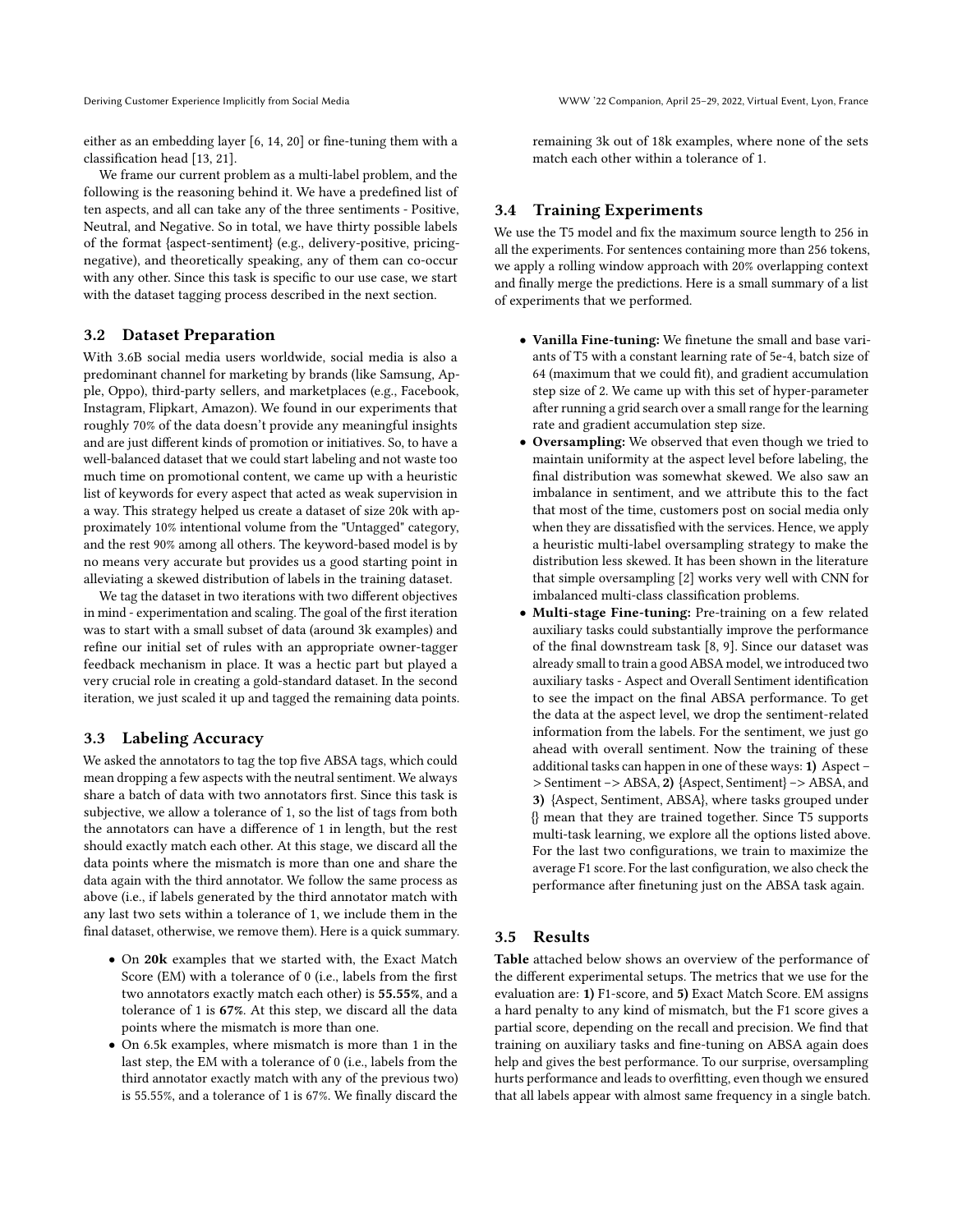either as an embedding layer [6, 14, 20] or fine-tuning them with a classification head [13, 21].

We frame our current problem as a multi-label problem, and the following is the reasoning behind it. We have a predefined list of ten aspects, and all can take any of the three sentiments - Positive, Neutral, and Negative. So in total, we have thirty possible labels of the format {aspect-sentiment} (e.g., delivery-positive, pricing-negative), and theoretically speaking, any of them can co-occur with any other. Since this task is specific to our use case, we start with the dataset tagging process described in the next section.

### 3.2 Dataset Preparation

With 3.6B social media users worldwide, social media is also a predominant channel for marketing by brands (like Samsung, Apple, Oppo), third-party sellers, and marketplaces (e.g., Facebook, Instagram, Flipkart, Amazon). We found in our experiments that roughly 70% of the data doesn't provide any meaningful insights and are just different kinds of promotion or initiatives. So, to have a well-balanced dataset that we could start labeling and not waste too much time on promotional content, we came up with a heuristic list of keywords for every aspect that acted as weak supervision in a way. This strategy helped us create a dataset of size 20k with approximately 10% intentional volume from the "Untagged" category, and the rest 90% among all others. The keyword-based model is by no means very accurate but provides us a good starting point in alleviating a skewed distribution of labels in the training dataset.

We tag the dataset in two iterations with two different objectives in mind - experimentation and scaling. The goal of the first iteration was to start with a small subset of data (around 3k examples) and refine our initial set of rules with an appropriate owner-tagger feedback mechanism in place. It was a hectic part but played a very crucial role in creating a gold-standard dataset. In the second iteration, we just scaled it up and tagged the remaining data points.

### 3.3 Labeling Accuracy

We asked the annotators to tag the top five ABSA tags, which could mean dropping a few aspects with the neutral sentiment. We always share a batch of data with two annotators first. Since this task is subjective, we allow a tolerance of 1, so the list of tags from both the annotators can have a difference of 1 in length, but the rest should exactly match each other. At this stage, we discard all the data points where the mismatch is more than one and share the data again with the third annotator. We follow the same process as above (i.e., if labels generated by the third annotator match with any last two sets within a tolerance of 1, we include them in the final dataset, otherwise, we remove them). Here is a quick summary.

- On **20k** examples that we started with, the Exact Match Score (EM) with a tolerance of 0 (i.e., labels from the first two annotators exactly match each other) is **55.55%**, and a tolerance of 1 is **67%**. At this step, we discard all the data points where the mismatch is more than one.
- On 6.5k examples, where mismatch is more than 1 in the last step, the EM with a tolerance of 0 (i.e., labels from the third annotator exactly match with any of the previous two) is 55.55%, and a tolerance of 1 is 67%. We finally discard the remaining 3k out of 18k examples, where none of the sets match each other within a tolerance of 1.

### 3.4 Training Experiments

We use the T5 model and fix the maximum source length to 256 in all the experiments. For sentences containing more than 256 tokens, we apply a rolling window approach with 20% overlapping context and finally merge the predictions. Here is a small summary of a list of experiments that we performed.

- **Vanilla Fine-tuning:** We finetune the small and base variants of T5 with a constant learning rate of 5e-4, batch size of 64 (maximum that we could fit), and gradient accumulation step size of 2. We came up with this set of hyper-parameter after running a grid search over a small range for the learning rate and gradient accumulation step size.
- **Oversampling:** We observed that even though we tried to maintain uniformity at the aspect level before labeling, the final distribution was somewhat skewed. We also saw an imbalance in sentiment, and we attribute this to the fact that most of the time, customers post on social media only when they are dissatisfied with the services. Hence, we apply a heuristic multi-label oversampling strategy to make the distribution less skewed. It has been shown in the literature that simple oversampling [2] works very well with CNN for imbalanced multi-class classification problems.
- **Multi-stage Fine-tuning:** Pre-training on a few related auxiliary tasks could substantially improve the performance of the final downstream task [8, 9]. Since our dataset was already small to train a good ABSA model, we introduced two auxiliary tasks - Aspect and Overall Sentiment identification to see the impact on the final ABSA performance. To get the data at the aspect level, we drop the sentiment-related information from the labels. For the sentiment, we just go ahead with overall sentiment. Now the training of these additional tasks can happen in one of these ways: **1)** Aspect –> Sentiment –> ABSA, **2)** {Aspect, Sentiment} –> ABSA, and **3)** {Aspect, Sentiment, ABSA}, where tasks grouped under {} mean that they are trained together. Since T5 supports multi-task learning, we explore all the options listed above. For the last two configurations, we train to maximize the average F1 score. For the last configuration, we also check the performance after finetuning just on the ABSA task again.

### 3.5 Results

**Table** attached below shows an overview of the performance of the different experimental setups. The metrics that we use for the evaluation are: **1)** F1-score, and **5)** Exact Match Score. EM assigns a hard penalty to any kind of mismatch, but the F1 score gives a partial score, depending on the recall and precision. We find that training on auxiliary tasks and fine-tuning on ABSA again does help and gives the best performance. To our surprise, oversampling hurts performance and leads to overfitting, even though we ensured that all labels appear with almost same frequency in a single batch.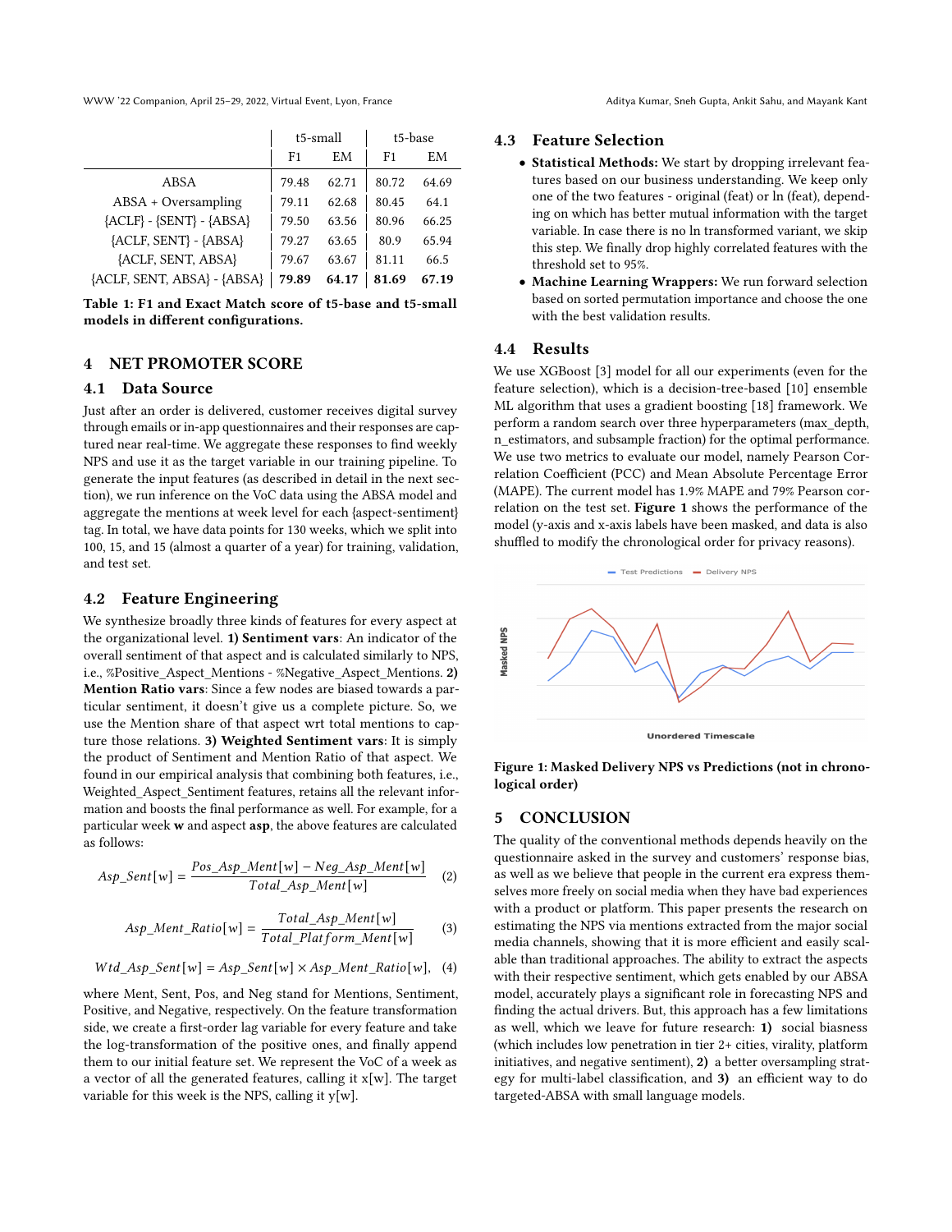|  | t5-small |  | t5-base |  |
|---|---|---|---|---|
|  | F1 | EM | F1 | EM |
| ABSA | 79.48 | 62.71 | 80.72 | 64.69 |
| ABSA + Oversampling | 79.11 | 62.68 | 80.45 | 64.1 |
| {ACLF} - {SENT} - {ABSA} | 79.50 | 63.56 | 80.96 | 66.25 |
| {ACLF, SENT} - {ABSA} | 79.27 | 63.65 | 80.9 | 65.94 |
| {ACLF, SENT, ABSA} | 79.67 | 63.67 | 81.11 | 66.5 |
| {ACLF, SENT, ABSA} - {ABSA} | **79.89** | **64.17** | **81.69** | **67.19** |

**Table 1: F1 and Exact Match score of t5-base and t5-small models in different configurations.**

# 4 NET PROMOTER SCORE

## 4.1 Data Source

Just after an order is delivered, customer receives digital survey through emails or in-app questionnaires and their responses are captured near real-time. We aggregate these responses to find weekly NPS and use it as the target variable in our training pipeline. To generate the input features (as described in detail in the next section), we run inference on the VoC data using the ABSA model and aggregate the mentions at week level for each {aspect-sentiment} tag. In total, we have data points for 130 weeks, which we split into 100, 15, and 15 (almost a quarter of a year) for training, validation, and test set.

## 4.2 Feature Engineering

We synthesize broadly three kinds of features for every aspect at the organizational level. **1) Sentiment vars**: An indicator of the overall sentiment of that aspect and is calculated similarly to NPS, i.e., %Positive_Aspect_Mentions - %Negative_Aspect_Mentions. **2) Mention Ratio vars**: Since a few nodes are biased towards a particular sentiment, it doesn't give us a complete picture. So, we use the Mention share of that aspect wrt total mentions to capture those relations. **3) Weighted Sentiment vars**: It is simply the product of Sentiment and Mention Ratio of that aspect. We found in our empirical analysis that combining both features, i.e., Weighted_Aspect_Sentiment features, retains all the relevant information and boosts the final performance as well. For example, for a particular week **w** and aspect **asp**, the above features are calculated as follows:

$$Asp\_Sent[w] = \frac{Pos\_Asp\_Ment[w] - Neg\_Asp\_Ment[w]}{Total\_Asp\_Ment[w]} \quad (2)$$

$$Asp\_Ment\_Ratio[w] = \frac{Total\_Asp\_Ment[w]}{Total\_Platform\_Ment[w]} \quad (3)$$

$$Wtd\_Asp\_Sent[w] = Asp\_Sent[w] \times Asp\_Ment\_Ratio[w], \quad (4)$$

where Ment, Sent, Pos, and Neg stand for Mentions, Sentiment, Positive, and Negative, respectively. On the feature transformation side, we create a first-order lag variable for every feature and take the log-transformation of the positive ones, and finally append them to our initial feature set. We represent the VoC of a week as a vector of all the generated features, calling it x[w]. The target variable for this week is the NPS, calling it y[w].

## 4.3 Feature Selection

- **Statistical Methods:** We start by dropping irrelevant features based on our business understanding. We keep only one of the two features - original (feat) or ln (feat), depending on which has better mutual information with the target variable. In case there is no ln transformed variant, we skip this step. We finally drop highly correlated features with the threshold set to 95%.
- **Machine Learning Wrappers:** We run forward selection based on sorted permutation importance and choose the one with the best validation results.

## 4.4 Results

We use XGBoost [3] model for all our experiments (even for the feature selection), which is a decision-tree-based [10] ensemble ML algorithm that uses a gradient boosting [18] framework. We perform a random search over three hyperparameters (max_depth, n_estimators, and subsample fraction) for the optimal performance. We use two metrics to evaluate our model, namely Pearson Correlation Coefficient (PCC) and Mean Absolute Percentage Error (MAPE). The current model has 1.9% MAPE and 79% Pearson correlation on the test set. **Figure 1** shows the performance of the model (y-axis and x-axis labels have been masked, and data is also shuffled to modify the chronological order for privacy reasons).

**Figure 1: Masked Delivery NPS vs Predictions (not in chronological order)**

# 5 CONCLUSION

The quality of the conventional methods depends heavily on the questionnaire asked in the survey and customers' response bias, as well as we believe that people in the current era express themselves more freely on social media when they have bad experiences with a product or platform. This paper presents the research on estimating the NPS via mentions extracted from the major social media channels, showing that it is more efficient and easily scalable than traditional approaches. The ability to extract the aspects with their respective sentiment, which gets enabled by our ABSA model, accurately plays a significant role in forecasting NPS and finding the actual drivers. But, this approach has a few limitations as well, which we leave for future research: **1)** social biasness (which includes low penetration in tier 2+ cities, virality, platform initiatives, and negative sentiment), **2)** a better oversampling strategy for multi-label classification, and **3)** an efficient way to do targeted-ABSA with small language models.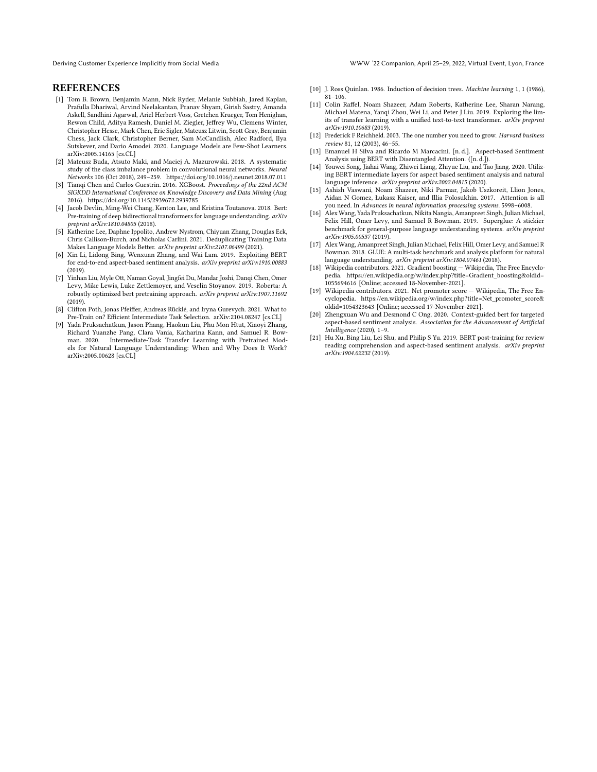# REFERENCES

- [1] Tom B. Brown, Benjamin Mann, Nick Ryder, Melanie Subbiah, Jared Kaplan, Prafulla Dhariwal, Arvind Neelakantan, Pranav Shyam, Girish Sastry, Amanda Askell, Sandhini Agarwal, Ariel Herbert-Voss, Gretchen Krueger, Tom Henighan, Rewon Child, Aditya Ramesh, Daniel M. Ziegler, Jeffrey Wu, Clemens Winter, Christopher Hesse, Mark Chen, Eric Sigler, Mateusz Litwin, Scott Gray, Benjamin Chess, Jack Clark, Christopher Berner, Sam McCandlish, Alec Radford, Ilya Sutskever, and Dario Amodei. 2020. Language Models are Few-Shot Learners. arXiv:2005.14165 [cs.CL]
- [2] Mateusz Buda, Atsuto Maki, and Maciej A. Mazurowski. 2018. A systematic study of the class imbalance problem in convolutional neural networks. *Neural Networks* 106 (Oct 2018), 249–259. https://doi.org/10.1016/j.neunet.2018.07.011
- [3] Tianqi Chen and Carlos Guestrin. 2016. XGBoost. *Proceedings of the 22nd ACM SIGKDD International Conference on Knowledge Discovery and Data Mining* (Aug 2016). https://doi.org/10.1145/2939672.2939785
- [4] Jacob Devlin, Ming-Wei Chang, Kenton Lee, and Kristina Toutanova. 2018. Bert: Pre-training of deep bidirectional transformers for language understanding. *arXiv preprint arXiv:1810.04805* (2018).
- [5] Katherine Lee, Daphne Ippolito, Andrew Nystrom, Chiyuan Zhang, Douglas Eck, Chris Callison-Burch, and Nicholas Carlini. 2021. Deduplicating Training Data Makes Language Models Better. *arXiv preprint arXiv:2107.06499* (2021).
- [6] Xin Li, Lidong Bing, Wenxuan Zhang, and Wai Lam. 2019. Exploiting BERT for end-to-end aspect-based sentiment analysis. *arXiv preprint arXiv:1910.00883* (2019).
- [7] Yinhan Liu, Myle Ott, Naman Goyal, Jingfei Du, Mandar Joshi, Danqi Chen, Omer Levy, Mike Lewis, Luke Zettlemoyer, and Veselin Stoyanov. 2019. Roberta: A robustly optimized bert pretraining approach. *arXiv preprint arXiv:1907.11692* (2019).
- [8] Clifton Poth, Jonas Pfeiffer, Andreas Rücklé, and Iryna Gurevych. 2021. What to Pre-Train on? Efficient Intermediate Task Selection. arXiv:2104.08247 [cs.CL]
- [9] Yada Pruksachatkun, Jason Phang, Haokun Liu, Phu Mon Htut, Xiaoyi Zhang, Richard Yuanzhe Pang, Clara Vania, Katharina Kann, and Samuel R. Bowman. 2020. Intermediate-Task Transfer Learning with Pretrained Models for Natural Language Understanding: When and Why Does It Work? arXiv:2005.00628 [cs.CL]
- [10] J. Ross Quinlan. 1986. Induction of decision trees. *Machine learning* 1, 1 (1986), 81–106.
- [11] Colin Raffel, Noam Shazeer, Adam Roberts, Katherine Lee, Sharan Narang, Michael Matena, Yanqi Zhou, Wei Li, and Peter J Liu. 2019. Exploring the limits of transfer learning with a unified text-to-text transformer. *arXiv preprint arXiv:1910.10683* (2019).
- [12] Frederick F Reichheld. 2003. The one number you need to grow. *Harvard business review* 81, 12 (2003), 46–55.
- [13] Emanuel H Silva and Ricardo M Marcacini. [n. d.]. Aspect-based Sentiment Analysis using BERT with Disentangled Attention. ([n. d.]).
- [14] Youwei Song, Jiahai Wang, Zhiwei Liang, Zhiyue Liu, and Tao Jiang. 2020. Utilizing BERT intermediate layers for aspect based sentiment analysis and natural language inference. *arXiv preprint arXiv:2002.04815* (2020).
- [15] Ashish Vaswani, Noam Shazeer, Niki Parmar, Jakob Uszkoreit, Llion Jones, Aidan N Gomez, Łukasz Kaiser, and Illia Polosukhin. 2017. Attention is all you need. In *Advances in neural information processing systems*. 5998–6008.
- [16] Alex Wang, Yada Pruksachatkun, Nikita Nangia, Amanpreet Singh, Julian Michael, Felix Hill, Omer Levy, and Samuel R Bowman. 2019. Superglue: A stickier benchmark for general-purpose language understanding systems. *arXiv preprint arXiv:1905.00537* (2019).
- [17] Alex Wang, Amanpreet Singh, Julian Michael, Felix Hill, Omer Levy, and Samuel R Bowman. 2018. GLUE: A multi-task benchmark and analysis platform for natural language understanding. *arXiv preprint arXiv:1804.07461* (2018).
- [18] Wikipedia contributors. 2021. Gradient boosting — Wikipedia, The Free Encyclopedia. https://en.wikipedia.org/w/index.php?title=Gradient_boosting&oldid=1055694616 [Online; accessed 18-November-2021].
- [19] Wikipedia contributors. 2021. Net promoter score — Wikipedia, The Free Encyclopedia. https://en.wikipedia.org/w/index.php?title=Net_promoter_score&oldid=1054323643 [Online; accessed 17-November-2021].
- [20] Zhengxuan Wu and Desmond C Ong. 2020. Context-guided bert for targeted aspect-based sentiment analysis. *Association for the Advancement of Artificial Intelligence* (2020), 1–9.
- [21] Hu Xu, Bing Liu, Lei Shu, and Philip S Yu. 2019. BERT post-training for review reading comprehension and aspect-based sentiment analysis. *arXiv preprint arXiv:1904.02232* (2019).